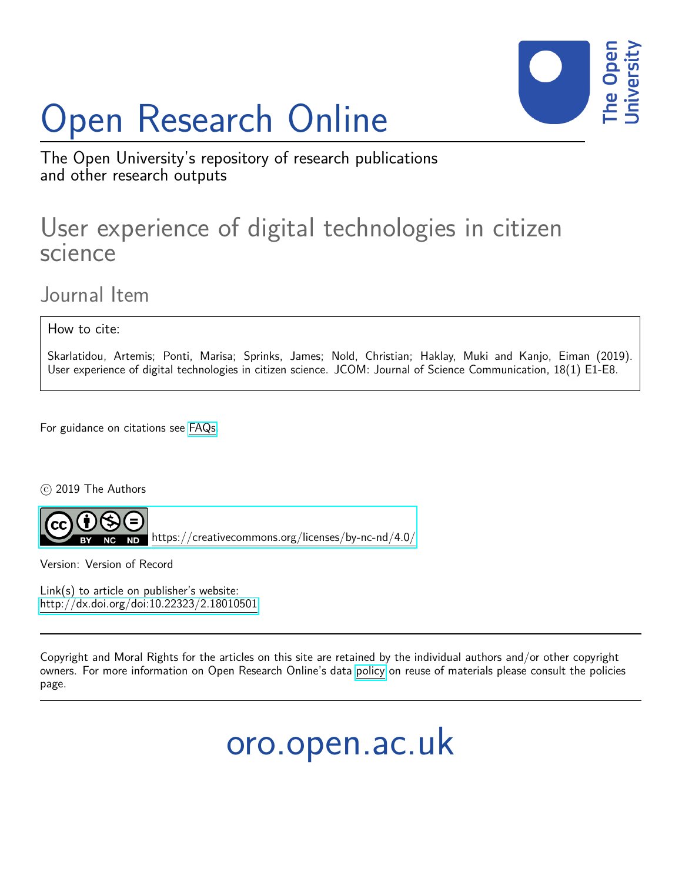# Open Research Online

The Open University's repository of research publications and other research outputs

## User experience of digital technologies in citizen science

### Journal Item

How to cite:

Skarlatidou, Artemis; Ponti, Marisa; Sprinks, James; Nold, Christian; Haklay, Muki and Kanjo, Eiman (2019). User experience of digital technologies in citizen science. JCOM: Journal of Science Communication, 18(1) E1-E8.

For guidance on citations see FAQs.

© 2019 The Authors

https://creativecommons.org/licenses/by-nc-nd/4.0/

Version: Version of Record

Link(s) to article on publisher's website:
http://dx.doi.org/doi:10.22323/2.18010501

Copyright and Moral Rights for the articles on this site are retained by the individual authors and/or other copyright owners. For more information on Open Research Online's data policy on reuse of materials please consult the policies page.

oro.open.ac.uk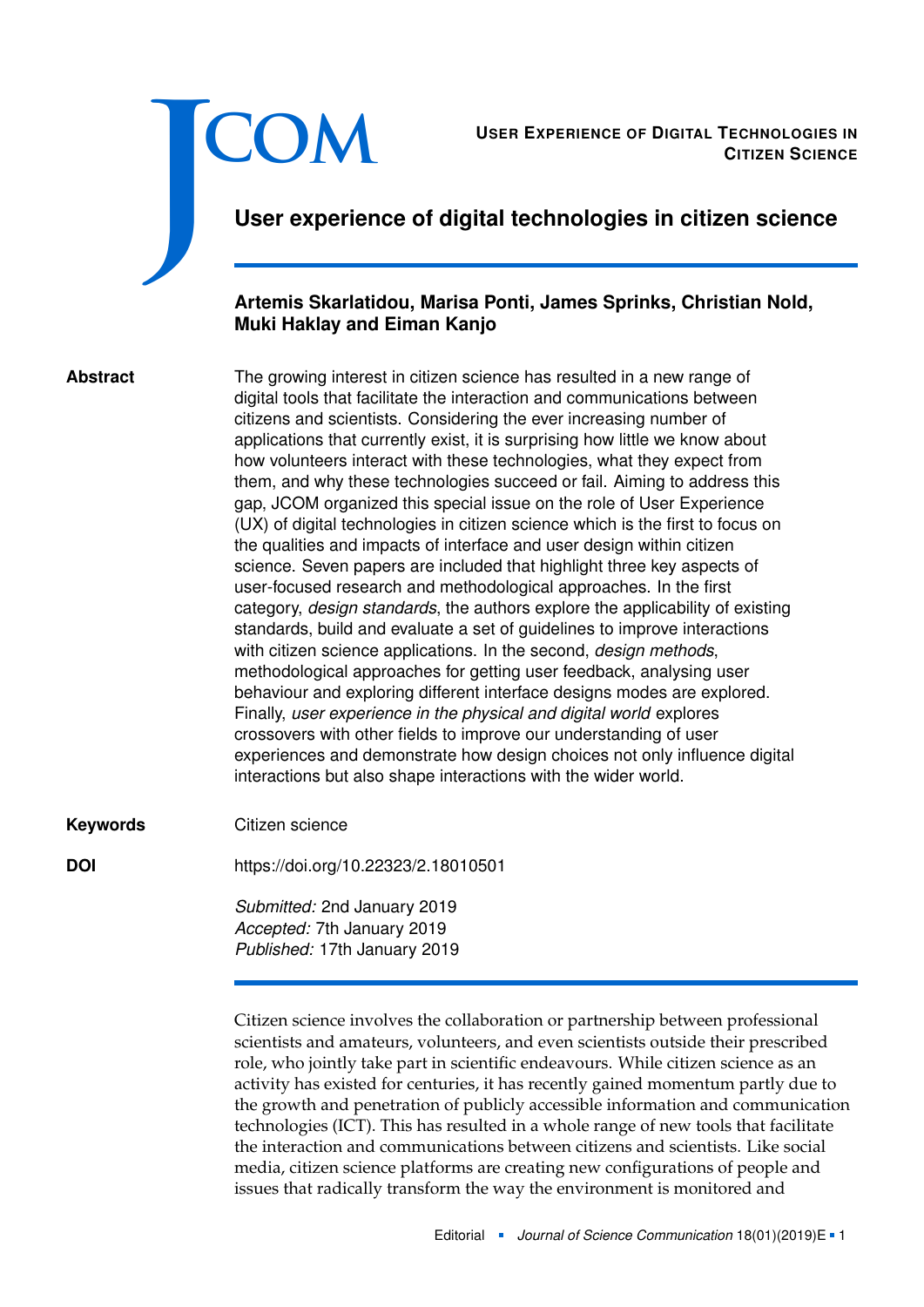# User experience of digital technologies in citizen science

**Artemis Skarlatidou, Marisa Ponti, James Sprinks, Christian Nold, Muki Haklay and Eiman Kanjo**

**Abstract**

The growing interest in citizen science has resulted in a new range of digital tools that facilitate the interaction and communications between citizens and scientists. Considering the ever increasing number of applications that currently exist, it is surprising how little we know about how volunteers interact with these technologies, what they expect from them, and why these technologies succeed or fail. Aiming to address this gap, JCOM organized this special issue on the role of User Experience (UX) of digital technologies in citizen science which is the first to focus on the qualities and impacts of interface and user design within citizen science. Seven papers are included that highlight three key aspects of user-focused research and methodological approaches. In the first category, *design standards*, the authors explore the applicability of existing standards, build and evaluate a set of guidelines to improve interactions with citizen science applications. In the second, *design methods*, methodological approaches for getting user feedback, analysing user behaviour and exploring different interface designs modes are explored. Finally, *user experience in the physical and digital world* explores crossovers with other fields to improve our understanding of user experiences and demonstrate how design choices not only influence digital interactions but also shape interactions with the wider world.

**Keywords**

Citizen science

**DOI**

https://doi.org/10.22323/2.18010501

*Submitted:* 2nd January 2019
*Accepted:* 7th January 2019
*Published:* 17th January 2019

---

Citizen science involves the collaboration or partnership between professional scientists and amateurs, volunteers, and even scientists outside their prescribed role, who jointly take part in scientific endeavours. While citizen science as an activity has existed for centuries, it has recently gained momentum partly due to the growth and penetration of publicly accessible information and communication technologies (ICT). This has resulted in a whole range of new tools that facilitate the interaction and communications between citizens and scientists. Like social media, citizen science platforms are creating new configurations of people and issues that radically transform the way the environment is monitored and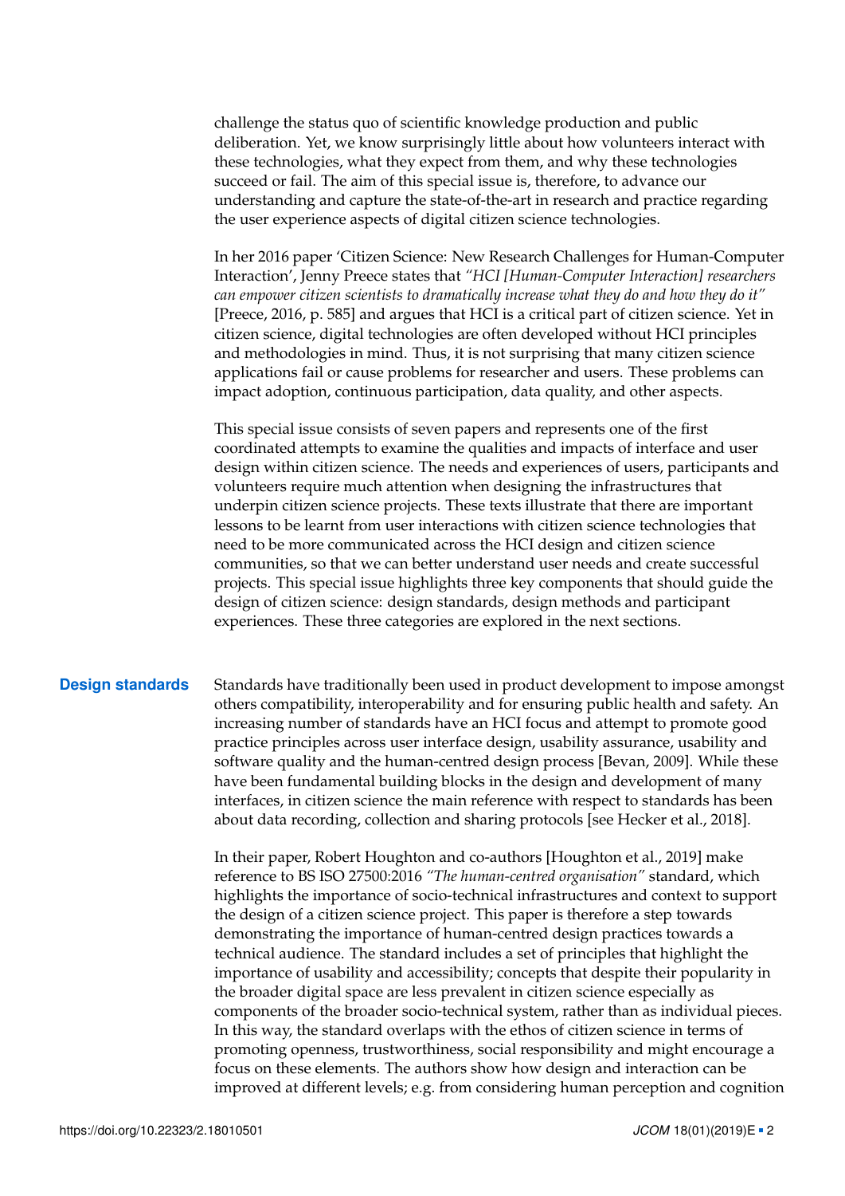challenge the status quo of scientific knowledge production and public deliberation. Yet, we know surprisingly little about how volunteers interact with these technologies, what they expect from them, and why these technologies succeed or fail. The aim of this special issue is, therefore, to advance our understanding and capture the state-of-the-art in research and practice regarding the user experience aspects of digital citizen science technologies.

In her 2016 paper 'Citizen Science: New Research Challenges for Human-Computer Interaction', Jenny Preece states that *"HCI [Human-Computer Interaction] researchers can empower citizen scientists to dramatically increase what they do and how they do it"* [Preece, 2016, p. 585] and argues that HCI is a critical part of citizen science. Yet in citizen science, digital technologies are often developed without HCI principles and methodologies in mind. Thus, it is not surprising that many citizen science applications fail or cause problems for researcher and users. These problems can impact adoption, continuous participation, data quality, and other aspects.

This special issue consists of seven papers and represents one of the first coordinated attempts to examine the qualities and impacts of interface and user design within citizen science. The needs and experiences of users, participants and volunteers require much attention when designing the infrastructures that underpin citizen science projects. These texts illustrate that there are important lessons to be learnt from user interactions with citizen science technologies that need to be more communicated across the HCI design and citizen science communities, so that we can better understand user needs and create successful projects. This special issue highlights three key components that should guide the design of citizen science: design standards, design methods and participant experiences. These three categories are explored in the next sections.

## Design standards

Standards have traditionally been used in product development to impose amongst others compatibility, interoperability and for ensuring public health and safety. An increasing number of standards have an HCI focus and attempt to promote good practice principles across user interface design, usability assurance, usability and software quality and the human-centred design process [Bevan, 2009]. While these have been fundamental building blocks in the design and development of many interfaces, in citizen science the main reference with respect to standards has been about data recording, collection and sharing protocols [see Hecker et al., 2018].

In their paper, Robert Houghton and co-authors [Houghton et al., 2019] make reference to BS ISO 27500:2016 *"The human-centred organisation"* standard, which highlights the importance of socio-technical infrastructures and context to support the design of a citizen science project. This paper is therefore a step towards demonstrating the importance of human-centred design practices towards a technical audience. The standard includes a set of principles that highlight the importance of usability and accessibility; concepts that despite their popularity in the broader digital space are less prevalent in citizen science especially as components of the broader socio-technical system, rather than as individual pieces. In this way, the standard overlaps with the ethos of citizen science in terms of promoting openness, trustworthiness, social responsibility and might encourage a focus on these elements. The authors show how design and interaction can be improved at different levels; e.g. from considering human perception and cognition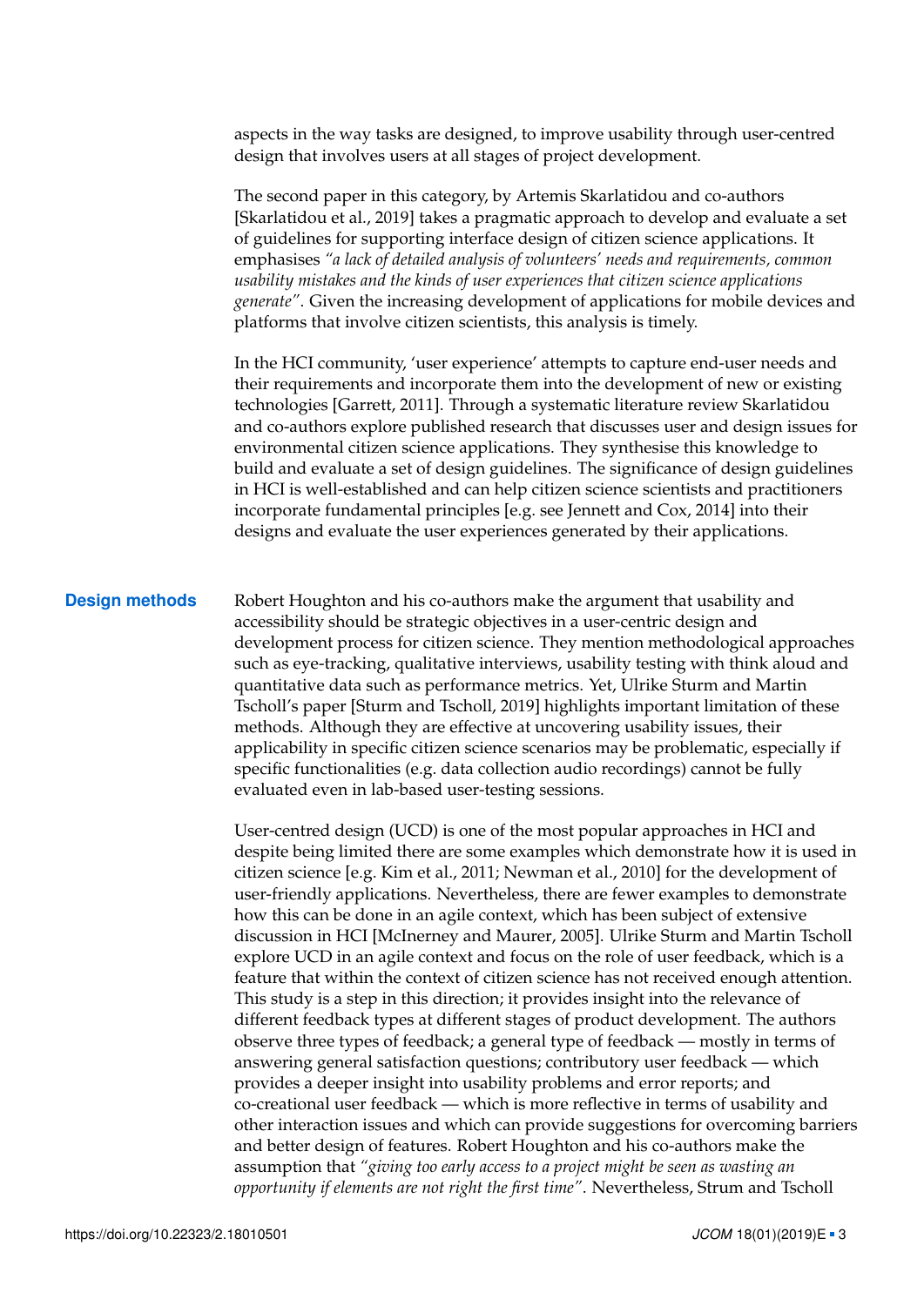aspects in the way tasks are designed, to improve usability through user-centred design that involves users at all stages of project development.

The second paper in this category, by Artemis Skarlatidou and co-authors [Skarlatidou et al., 2019] takes a pragmatic approach to develop and evaluate a set of guidelines for supporting interface design of citizen science applications. It emphasises *"a lack of detailed analysis of volunteers' needs and requirements, common usability mistakes and the kinds of user experiences that citizen science applications generate"*. Given the increasing development of applications for mobile devices and platforms that involve citizen scientists, this analysis is timely.

In the HCI community, 'user experience' attempts to capture end-user needs and their requirements and incorporate them into the development of new or existing technologies [Garrett, 2011]. Through a systematic literature review Skarlatidou and co-authors explore published research that discusses user and design issues for environmental citizen science applications. They synthesise this knowledge to build and evaluate a set of design guidelines. The significance of design guidelines in HCI is well-established and can help citizen science scientists and practitioners incorporate fundamental principles [e.g. see Jennett and Cox, 2014] into their designs and evaluate the user experiences generated by their applications.

## Design methods

Robert Houghton and his co-authors make the argument that usability and accessibility should be strategic objectives in a user-centric design and development process for citizen science. They mention methodological approaches such as eye-tracking, qualitative interviews, usability testing with think aloud and quantitative data such as performance metrics. Yet, Ulrike Sturm and Martin Tscholl's paper [Sturm and Tscholl, 2019] highlights important limitation of these methods. Although they are effective at uncovering usability issues, their applicability in specific citizen science scenarios may be problematic, especially if specific functionalities (e.g. data collection audio recordings) cannot be fully evaluated even in lab-based user-testing sessions.

User-centred design (UCD) is one of the most popular approaches in HCI and despite being limited there are some examples which demonstrate how it is used in citizen science [e.g. Kim et al., 2011; Newman et al., 2010] for the development of user-friendly applications. Nevertheless, there are fewer examples to demonstrate how this can be done in an agile context, which has been subject of extensive discussion in HCI [McInerney and Maurer, 2005]. Ulrike Sturm and Martin Tscholl explore UCD in an agile context and focus on the role of user feedback, which is a feature that within the context of citizen science has not received enough attention. This study is a step in this direction; it provides insight into the relevance of different feedback types at different stages of product development. The authors observe three types of feedback; a general type of feedback — mostly in terms of answering general satisfaction questions; contributory user feedback — which provides a deeper insight into usability problems and error reports; and co-creational user feedback — which is more reflective in terms of usability and other interaction issues and which can provide suggestions for overcoming barriers and better design of features. Robert Houghton and his co-authors make the assumption that *"giving too early access to a project might be seen as wasting an opportunity if elements are not right the first time"*. Nevertheless, Strum and Tscholl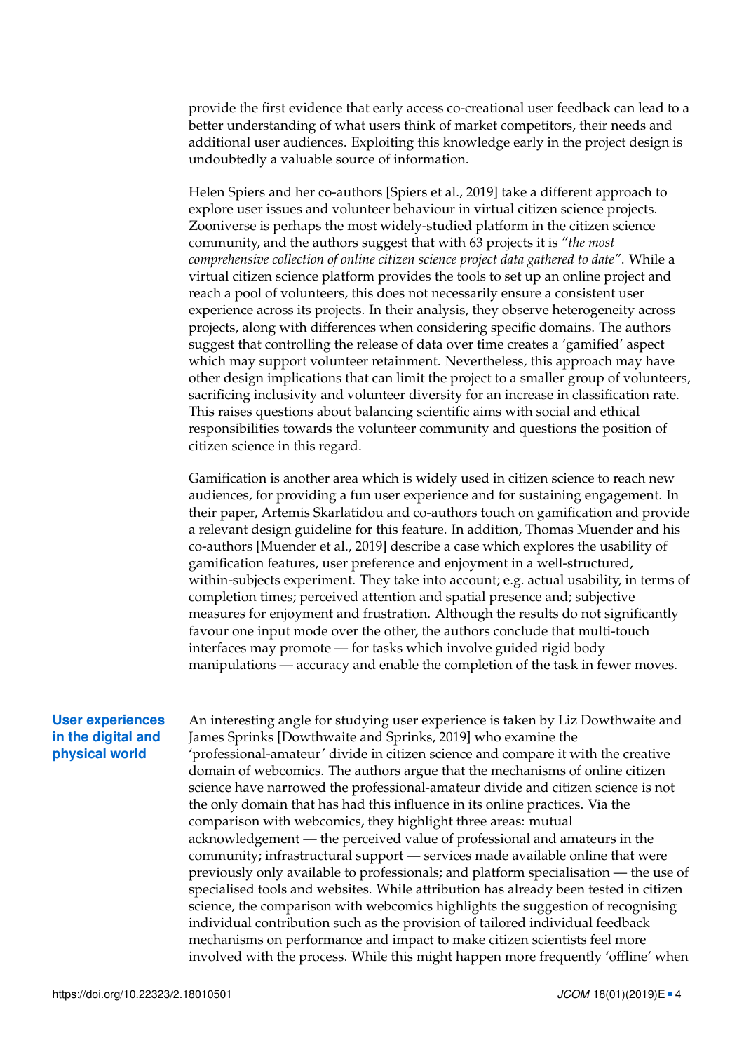provide the first evidence that early access co-creational user feedback can lead to a better understanding of what users think of market competitors, their needs and additional user audiences. Exploiting this knowledge early in the project design is undoubtedly a valuable source of information.

Helen Spiers and her co-authors [Spiers et al., 2019] take a different approach to explore user issues and volunteer behaviour in virtual citizen science projects. Zooniverse is perhaps the most widely-studied platform in the citizen science community, and the authors suggest that with 63 projects it is *"the most comprehensive collection of online citizen science project data gathered to date"*. While a virtual citizen science platform provides the tools to set up an online project and reach a pool of volunteers, this does not necessarily ensure a consistent user experience across its projects. In their analysis, they observe heterogeneity across projects, along with differences when considering specific domains. The authors suggest that controlling the release of data over time creates a 'gamified' aspect which may support volunteer retainment. Nevertheless, this approach may have other design implications that can limit the project to a smaller group of volunteers, sacrificing inclusivity and volunteer diversity for an increase in classification rate. This raises questions about balancing scientific aims with social and ethical responsibilities towards the volunteer community and questions the position of citizen science in this regard.

Gamification is another area which is widely used in citizen science to reach new audiences, for providing a fun user experience and for sustaining engagement. In their paper, Artemis Skarlatidou and co-authors touch on gamification and provide a relevant design guideline for this feature. In addition, Thomas Muender and his co-authors [Muender et al., 2019] describe a case which explores the usability of gamification features, user preference and enjoyment in a well-structured, within-subjects experiment. They take into account; e.g. actual usability, in terms of completion times; perceived attention and spatial presence and; subjective measures for enjoyment and frustration. Although the results do not significantly favour one input mode over the other, the authors conclude that multi-touch interfaces may promote — for tasks which involve guided rigid body manipulations — accuracy and enable the completion of the task in fewer moves.

## User experiences in the digital and physical world

An interesting angle for studying user experience is taken by Liz Dowthwaite and James Sprinks [Dowthwaite and Sprinks, 2019] who examine the 'professional-amateur' divide in citizen science and compare it with the creative domain of webcomics. The authors argue that the mechanisms of online citizen science have narrowed the professional-amateur divide and citizen science is not the only domain that has had this influence in its online practices. Via the comparison with webcomics, they highlight three areas: mutual acknowledgement — the perceived value of professional and amateurs in the community; infrastructural support — services made available online that were previously only available to professionals; and platform specialisation — the use of specialised tools and websites. While attribution has already been tested in citizen science, the comparison with webcomics highlights the suggestion of recognising individual contribution such as the provision of tailored individual feedback mechanisms on performance and impact to make citizen scientists feel more involved with the process. While this might happen more frequently 'offline' when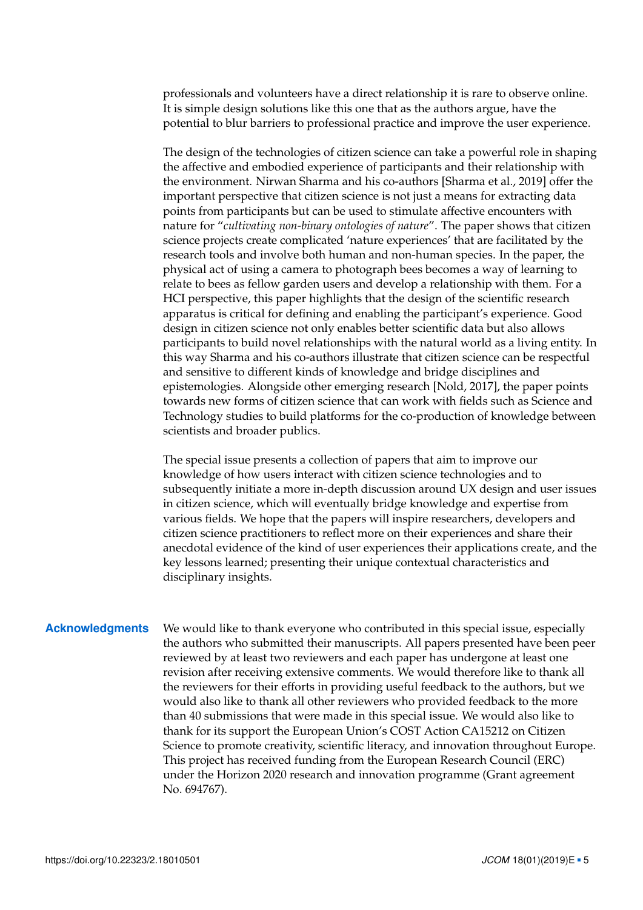professionals and volunteers have a direct relationship it is rare to observe online. It is simple design solutions like this one that as the authors argue, have the potential to blur barriers to professional practice and improve the user experience.

The design of the technologies of citizen science can take a powerful role in shaping the affective and embodied experience of participants and their relationship with the environment. Nirwan Sharma and his co-authors [Sharma et al., 2019] offer the important perspective that citizen science is not just a means for extracting data points from participants but can be used to stimulate affective encounters with nature for "*cultivating non-binary ontologies of nature*". The paper shows that citizen science projects create complicated 'nature experiences' that are facilitated by the research tools and involve both human and non-human species. In the paper, the physical act of using a camera to photograph bees becomes a way of learning to relate to bees as fellow garden users and develop a relationship with them. For a HCI perspective, this paper highlights that the design of the scientific research apparatus is critical for defining and enabling the participant's experience. Good design in citizen science not only enables better scientific data but also allows participants to build novel relationships with the natural world as a living entity. In this way Sharma and his co-authors illustrate that citizen science can be respectful and sensitive to different kinds of knowledge and bridge disciplines and epistemologies. Alongside other emerging research [Nold, 2017], the paper points towards new forms of citizen science that can work with fields such as Science and Technology studies to build platforms for the co-production of knowledge between scientists and broader publics.

The special issue presents a collection of papers that aim to improve our knowledge of how users interact with citizen science technologies and to subsequently initiate a more in-depth discussion around UX design and user issues in citizen science, which will eventually bridge knowledge and expertise from various fields. We hope that the papers will inspire researchers, developers and citizen science practitioners to reflect more on their experiences and share their anecdotal evidence of the kind of user experiences their applications create, and the key lessons learned; presenting their unique contextual characteristics and disciplinary insights.

## Acknowledgments

We would like to thank everyone who contributed in this special issue, especially the authors who submitted their manuscripts. All papers presented have been peer reviewed by at least two reviewers and each paper has undergone at least one revision after receiving extensive comments. We would therefore like to thank all the reviewers for their efforts in providing useful feedback to the authors, but we would also like to thank all other reviewers who provided feedback to the more than 40 submissions that were made in this special issue. We would also like to thank for its support the European Union's COST Action CA15212 on Citizen Science to promote creativity, scientific literacy, and innovation throughout Europe. This project has received funding from the European Research Council (ERC) under the Horizon 2020 research and innovation programme (Grant agreement No. 694767).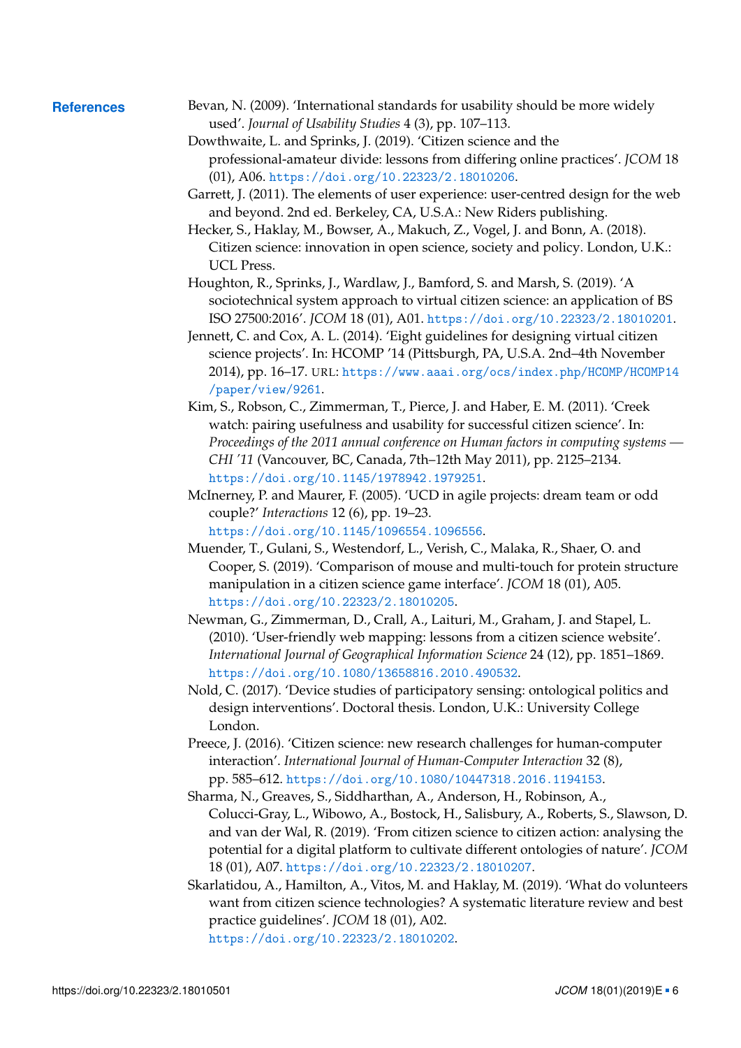## References

Bevan, N. (2009). 'International standards for usability should be more widely used'. *Journal of Usability Studies* 4 (3), pp. 107–113.

Dowthwaite, L. and Sprinks, J. (2019). 'Citizen science and the professional-amateur divide: lessons from differing online practices'. *JCOM* 18 (01), A06. https://doi.org/10.22323/2.18010206.

Garrett, J. (2011). The elements of user experience: user-centred design for the web and beyond. 2nd ed. Berkeley, CA, U.S.A.: New Riders publishing.

Hecker, S., Haklay, M., Bowser, A., Makuch, Z., Vogel, J. and Bonn, A. (2018). Citizen science: innovation in open science, society and policy. London, U.K.: UCL Press.

Houghton, R., Sprinks, J., Wardlaw, J., Bamford, S. and Marsh, S. (2019). 'A sociotechnical system approach to virtual citizen science: an application of BS ISO 27500:2016'. *JCOM* 18 (01), A01. https://doi.org/10.22323/2.18010201.

Jennett, C. and Cox, A. L. (2014). 'Eight guidelines for designing virtual citizen science projects'. In: HCOMP '14 (Pittsburgh, PA, U.S.A. 2nd–4th November 2014), pp. 16–17. URL: https://www.aaai.org/ocs/index.php/HCOMP/HCOMP14/paper/view/9261.

Kim, S., Robson, C., Zimmerman, T., Pierce, J. and Haber, E. M. (2011). 'Creek watch: pairing usefulness and usability for successful citizen science'. In: *Proceedings of the 2011 annual conference on Human factors in computing systems — CHI '11* (Vancouver, BC, Canada, 7th–12th May 2011), pp. 2125–2134. https://doi.org/10.1145/1978942.1979251.

McInerney, P. and Maurer, F. (2005). 'UCD in agile projects: dream team or odd couple?' *Interactions* 12 (6), pp. 19–23. https://doi.org/10.1145/1096554.1096556.

Muender, T., Gulani, S., Westendorf, L., Verish, C., Malaka, R., Shaer, O. and Cooper, S. (2019). 'Comparison of mouse and multi-touch for protein structure manipulation in a citizen science game interface'. *JCOM* 18 (01), A05. https://doi.org/10.22323/2.18010205.

Newman, G., Zimmerman, D., Crall, A., Laituri, M., Graham, J. and Stapel, L. (2010). 'User-friendly web mapping: lessons from a citizen science website'. *International Journal of Geographical Information Science* 24 (12), pp. 1851–1869. https://doi.org/10.1080/13658816.2010.490532.

Nold, C. (2017). 'Device studies of participatory sensing: ontological politics and design interventions'. Doctoral thesis. London, U.K.: University College London.

Preece, J. (2016). 'Citizen science: new research challenges for human-computer interaction'. *International Journal of Human-Computer Interaction* 32 (8), pp. 585–612. https://doi.org/10.1080/10447318.2016.1194153.

Sharma, N., Greaves, S., Siddharthan, A., Anderson, H., Robinson, A., Colucci-Gray, L., Wibowo, A., Bostock, H., Salisbury, A., Roberts, S., Slawson, D. and van der Wal, R. (2019). 'From citizen science to citizen action: analysing the potential for a digital platform to cultivate different ontologies of nature'. *JCOM* 18 (01), A07. https://doi.org/10.22323/2.18010207.

Skarlatidou, A., Hamilton, A., Vitos, M. and Haklay, M. (2019). 'What do volunteers want from citizen science technologies? A systematic literature review and best practice guidelines'. *JCOM* 18 (01), A02. https://doi.org/10.22323/2.18010202.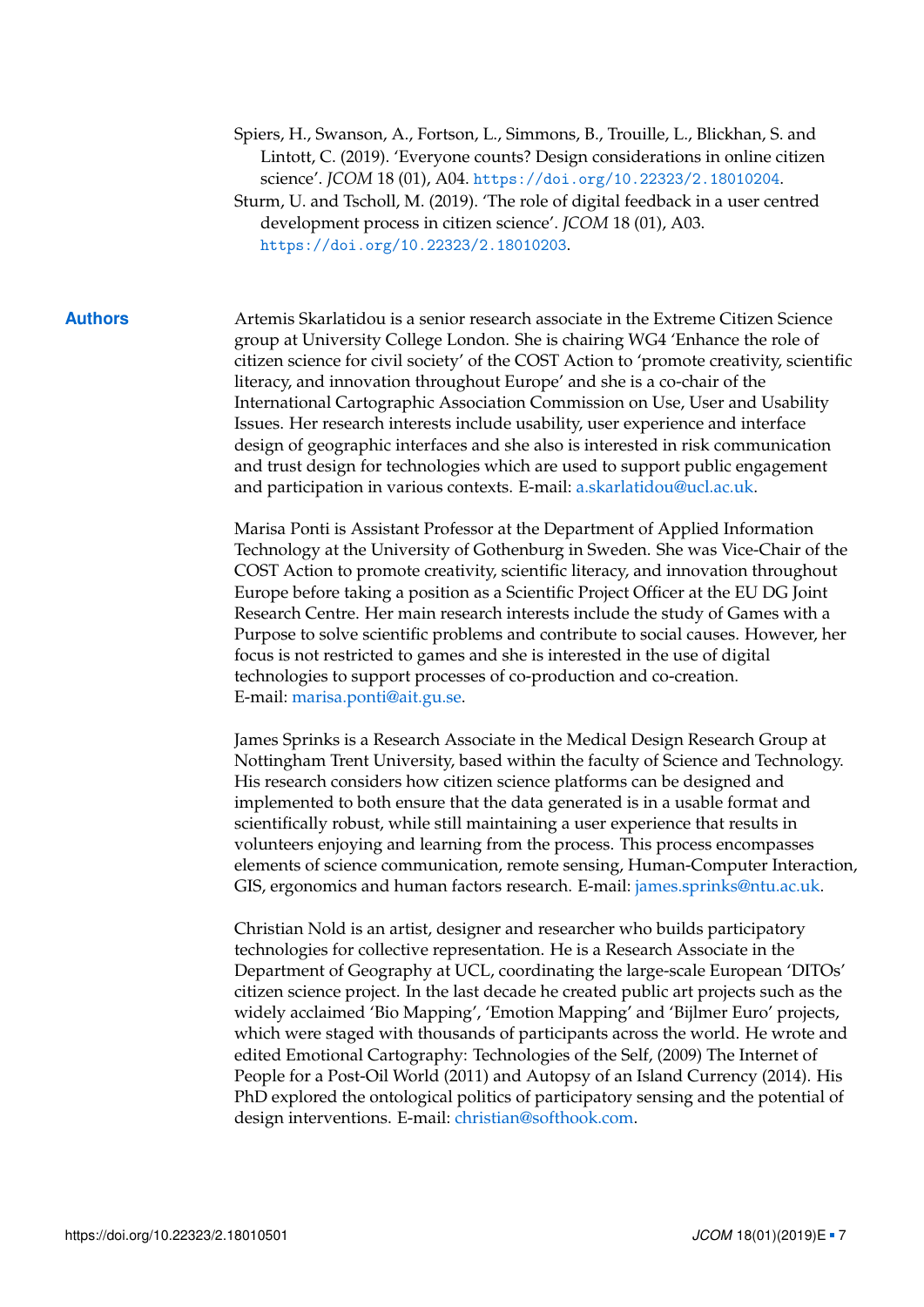Spiers, H., Swanson, A., Fortson, L., Simmons, B., Trouille, L., Blickhan, S. and Lintott, C. (2019). 'Everyone counts? Design considerations in online citizen science'. *JCOM* 18 (01), A04. https://doi.org/10.22323/2.18010204.

Sturm, U. and Tscholl, M. (2019). 'The role of digital feedback in a user centred development process in citizen science'. *JCOM* 18 (01), A03. https://doi.org/10.22323/2.18010203.

## Authors

Artemis Skarlatidou is a senior research associate in the Extreme Citizen Science group at University College London. She is chairing WG4 'Enhance the role of citizen science for civil society' of the COST Action to 'promote creativity, scientific literacy, and innovation throughout Europe' and she is a co-chair of the International Cartographic Association Commission on Use, User and Usability Issues. Her research interests include usability, user experience and interface design of geographic interfaces and she also is interested in risk communication and trust design for technologies which are used to support public engagement and participation in various contexts. E-mail: a.skarlatidou@ucl.ac.uk.

Marisa Ponti is Assistant Professor at the Department of Applied Information Technology at the University of Gothenburg in Sweden. She was Vice-Chair of the COST Action to promote creativity, scientific literacy, and innovation throughout Europe before taking a position as a Scientific Project Officer at the EU DG Joint Research Centre. Her main research interests include the study of Games with a Purpose to solve scientific problems and contribute to social causes. However, her focus is not restricted to games and she is interested in the use of digital technologies to support processes of co-production and co-creation.
E-mail: marisa.ponti@ait.gu.se.

James Sprinks is a Research Associate in the Medical Design Research Group at Nottingham Trent University, based within the faculty of Science and Technology. His research considers how citizen science platforms can be designed and implemented to both ensure that the data generated is in a usable format and scientifically robust, while still maintaining a user experience that results in volunteers enjoying and learning from the process. This process encompasses elements of science communication, remote sensing, Human-Computer Interaction, GIS, ergonomics and human factors research. E-mail: james.sprinks@ntu.ac.uk.

Christian Nold is an artist, designer and researcher who builds participatory technologies for collective representation. He is a Research Associate in the Department of Geography at UCL, coordinating the large-scale European 'DITOs' citizen science project. In the last decade he created public art projects such as the widely acclaimed 'Bio Mapping', 'Emotion Mapping' and 'Bijlmer Euro' projects, which were staged with thousands of participants across the world. He wrote and edited Emotional Cartography: Technologies of the Self, (2009) The Internet of People for a Post-Oil World (2011) and Autopsy of an Island Currency (2014). His PhD explored the ontological politics of participatory sensing and the potential of design interventions. E-mail: christian@softhook.com.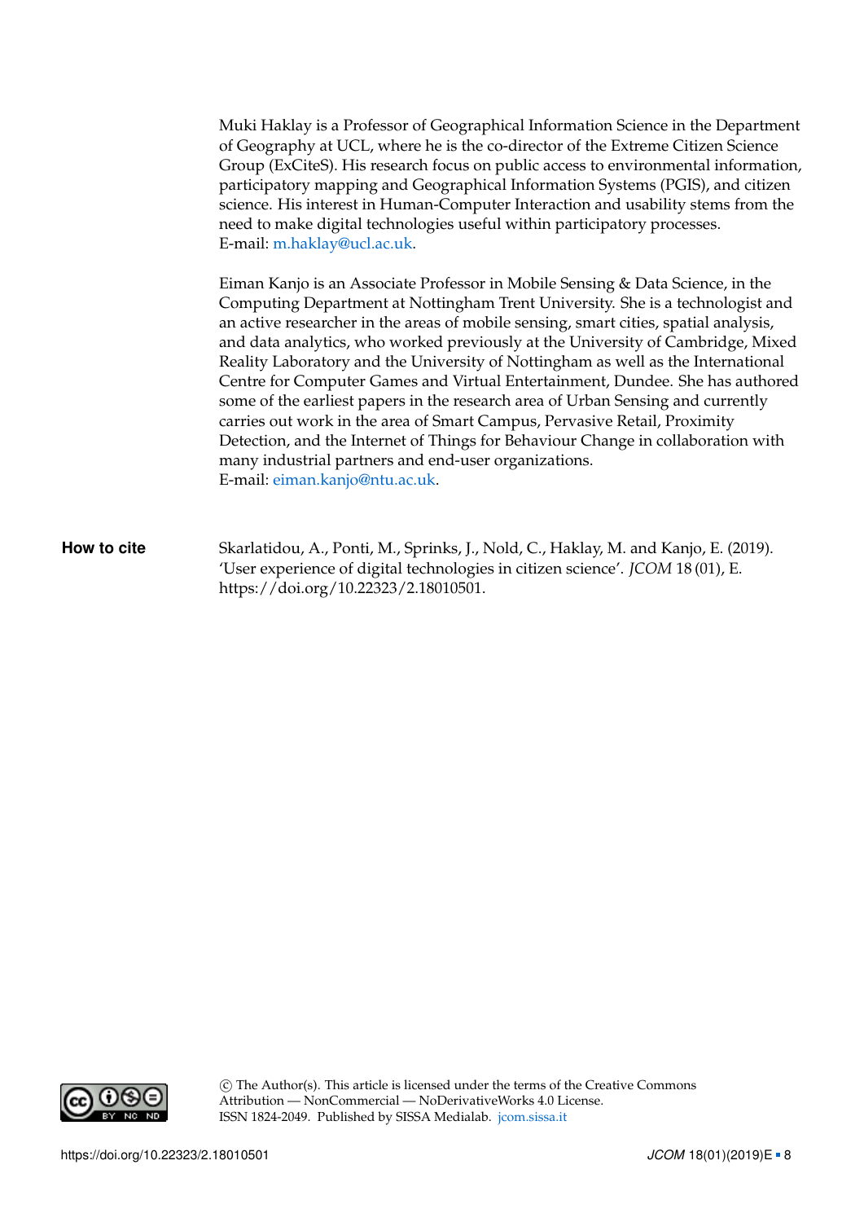Muki Haklay is a Professor of Geographical Information Science in the Department of Geography at UCL, where he is the co-director of the Extreme Citizen Science Group (ExCiteS). His research focus on public access to environmental information, participatory mapping and Geographical Information Systems (PGIS), and citizen science. His interest in Human-Computer Interaction and usability stems from the need to make digital technologies useful within participatory processes.
E-mail: m.haklay@ucl.ac.uk.

Eiman Kanjo is an Associate Professor in Mobile Sensing & Data Science, in the Computing Department at Nottingham Trent University. She is a technologist and an active researcher in the areas of mobile sensing, smart cities, spatial analysis, and data analytics, who worked previously at the University of Cambridge, Mixed Reality Laboratory and the University of Nottingham as well as the International Centre for Computer Games and Virtual Entertainment, Dundee. She has authored some of the earliest papers in the research area of Urban Sensing and currently carries out work in the area of Smart Campus, Pervasive Retail, Proximity Detection, and the Internet of Things for Behaviour Change in collaboration with many industrial partners and end-user organizations.
E-mail: eiman.kanjo@ntu.ac.uk.

**How to cite**

Skarlatidou, A., Ponti, M., Sprinks, J., Nold, C., Haklay, M. and Kanjo, E. (2019). 'User experience of digital technologies in citizen science'. *JCOM* 18 (01), E. https://doi.org/10.22323/2.18010501.

© The Author(s). This article is licensed under the terms of the Creative Commons Attribution — NonCommercial — NoDerivativeWorks 4.0 License.
ISSN 1824-2049. Published by SISSA Medialab. jcom.sissa.it